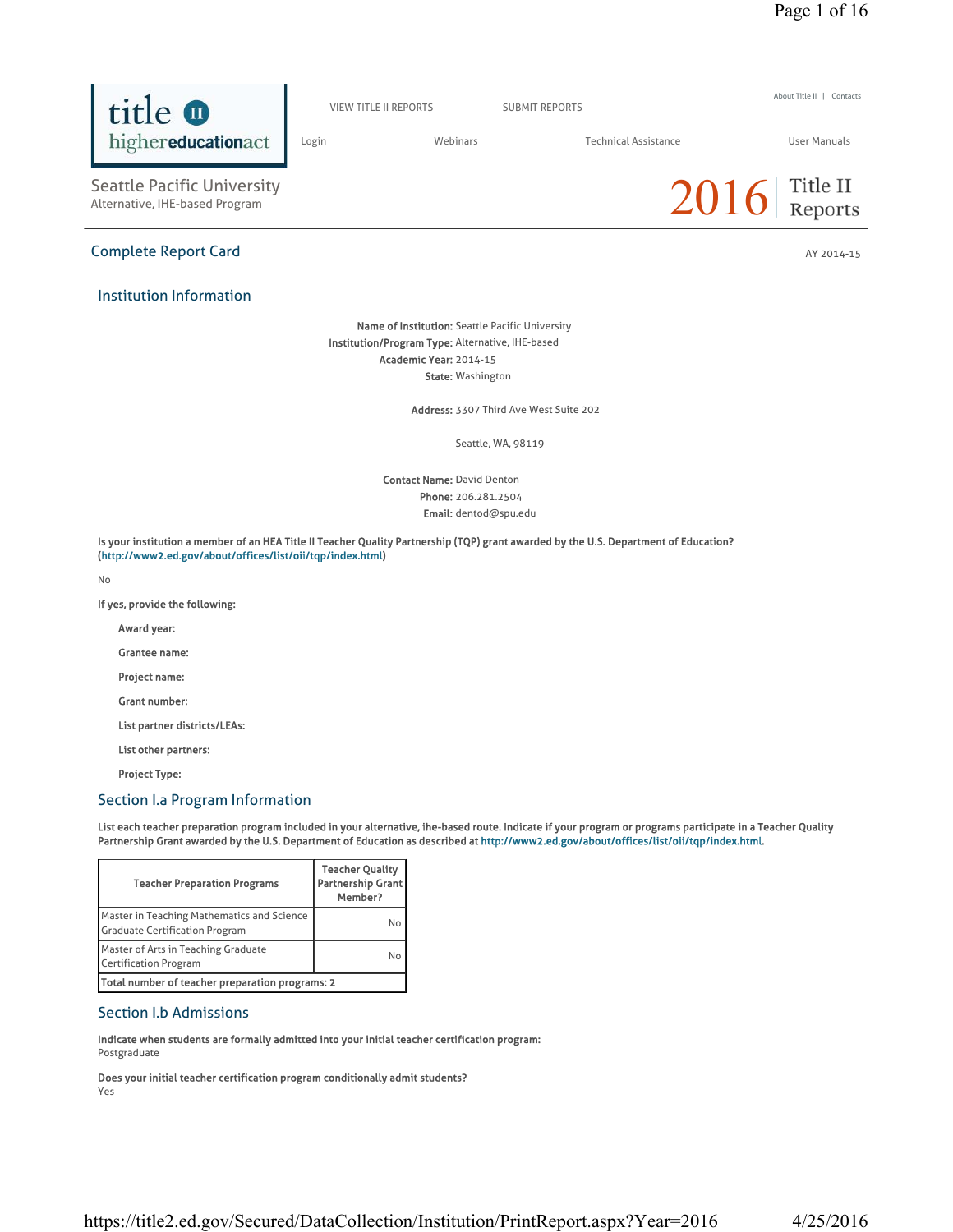title II highereducationact

VIEW TITLE II REPORTS | SUBMIT REPORTS | About Title II | Contacts

Login | Webinars | Technical Assistance | User Manuals

# Seattle Pacific University

Alternative, IHE-based Program

2016 Title II Reports

## Complete Report Card

AY 2014-15

### Institution Information

**Name of Institution:** Seattle Pacific University
**Institution/Program Type:** Alternative, IHE-based
**Academic Year:** 2014-15
**State:** Washington

**Address:** 3307 Third Ave West Suite 202

Seattle, WA, 98119

**Contact Name:** David Denton
**Phone:** 206.281.2504
**Email:** dentod@spu.edu

**Is your institution a member of an HEA Title II Teacher Quality Partnership (TQP) grant awarded by the U.S. Department of Education? (http://www2.ed.gov/about/offices/list/oii/tqp/index.html)**

No

**If yes, provide the following:**

**Award year:**

**Grantee name:**

**Project name:**

**Grant number:**

**List partner districts/LEAs:**

**List other partners:**

**Project Type:**

### Section I.a Program Information

**List each teacher preparation program included in your alternative, ihe-based route. Indicate if your program or programs participate in a Teacher Quality Partnership Grant awarded by the U.S. Department of Education as described at http://www2.ed.gov/about/offices/list/oii/tqp/index.html.**

| Teacher Preparation Programs | Teacher Quality Partnership Grant Member? |
|---|---|
| Master in Teaching Mathematics and Science Graduate Certification Program | No |
| Master of Arts in Teaching Graduate Certification Program | No |
| **Total number of teacher preparation programs: 2** | |

### Section I.b Admissions

**Indicate when students are formally admitted into your initial teacher certification program:**
Postgraduate

**Does your initial teacher certification program conditionally admit students?**
Yes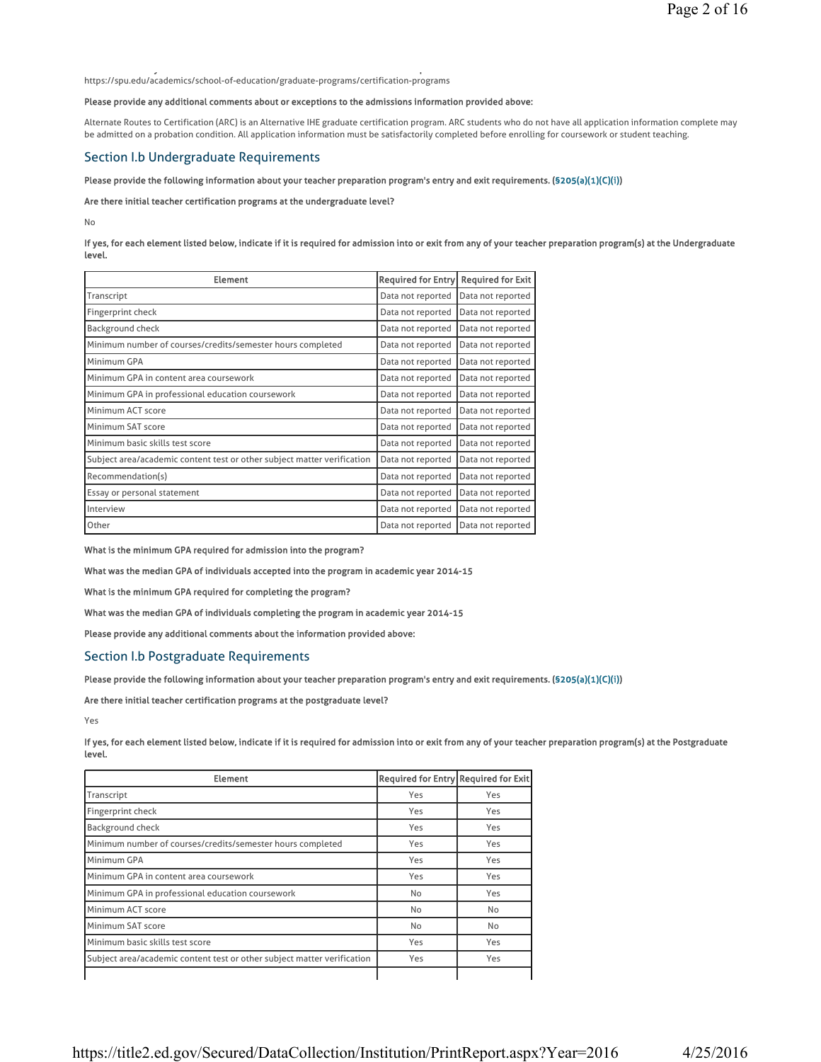https://spu.edu/academics/school-of-education/graduate-programs/certification-programs

**Please provide any additional comments about or exceptions to the admissions information provided above:**

Alternate Routes to Certification (ARC) is an Alternative IHE graduate certification program. ARC students who do not have all application information complete may be admitted on a probation condition. All application information must be satisfactorily completed before enrolling for coursework or student teaching.

## Section I.b Undergraduate Requirements

**Please provide the following information about your teacher preparation program's entry and exit requirements. (§205(a)(1)(C)(i))**

**Are there initial teacher certification programs at the undergraduate level?**

No

**If yes, for each element listed below, indicate if it is required for admission into or exit from any of your teacher preparation program(s) at the Undergraduate level.**

| Element | Required for Entry | Required for Exit |
|---|---|---|
| Transcript | Data not reported | Data not reported |
| Fingerprint check | Data not reported | Data not reported |
| Background check | Data not reported | Data not reported |
| Minimum number of courses/credits/semester hours completed | Data not reported | Data not reported |
| Minimum GPA | Data not reported | Data not reported |
| Minimum GPA in content area coursework | Data not reported | Data not reported |
| Minimum GPA in professional education coursework | Data not reported | Data not reported |
| Minimum ACT score | Data not reported | Data not reported |
| Minimum SAT score | Data not reported | Data not reported |
| Minimum basic skills test score | Data not reported | Data not reported |
| Subject area/academic content test or other subject matter verification | Data not reported | Data not reported |
| Recommendation(s) | Data not reported | Data not reported |
| Essay or personal statement | Data not reported | Data not reported |
| Interview | Data not reported | Data not reported |
| Other | Data not reported | Data not reported |

**What is the minimum GPA required for admission into the program?**

**What was the median GPA of individuals accepted into the program in academic year 2014-15**

**What is the minimum GPA required for completing the program?**

**What was the median GPA of individuals completing the program in academic year 2014-15**

**Please provide any additional comments about the information provided above:**

## Section I.b Postgraduate Requirements

**Please provide the following information about your teacher preparation program's entry and exit requirements. (§205(a)(1)(C)(i))**

**Are there initial teacher certification programs at the postgraduate level?**

Yes

**If yes, for each element listed below, indicate if it is required for admission into or exit from any of your teacher preparation program(s) at the Postgraduate level.**

| Element | Required for Entry | Required for Exit |
|---|---|---|
| Transcript | Yes | Yes |
| Fingerprint check | Yes | Yes |
| Background check | Yes | Yes |
| Minimum number of courses/credits/semester hours completed | Yes | Yes |
| Minimum GPA | Yes | Yes |
| Minimum GPA in content area coursework | Yes | Yes |
| Minimum GPA in professional education coursework | No | Yes |
| Minimum ACT score | No | No |
| Minimum SAT score | No | No |
| Minimum basic skills test score | Yes | Yes |
| Subject area/academic content test or other subject matter verification | Yes | Yes |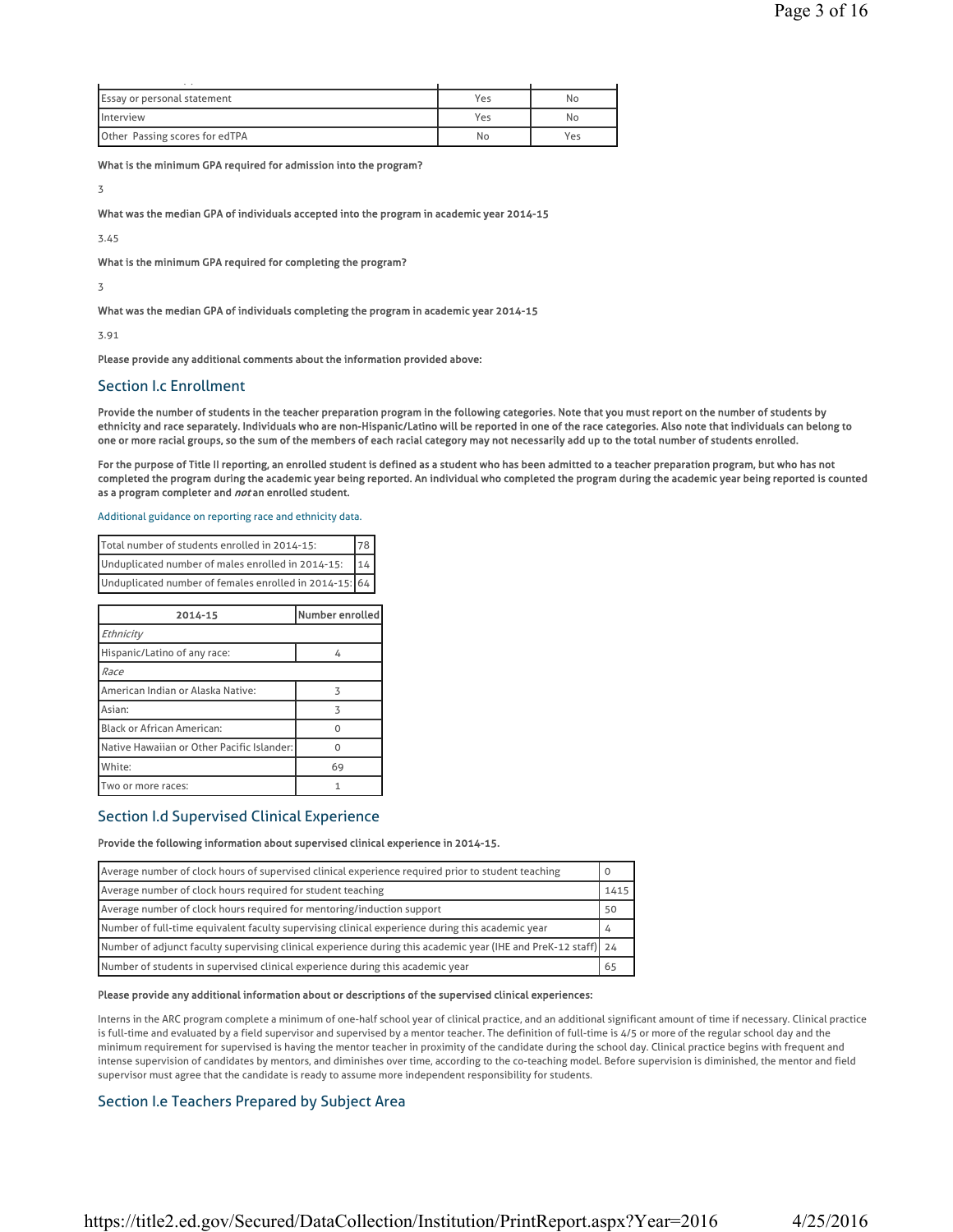| | | |
|---|---|---|
| Essay or personal statement | Yes | No |
| Interview | Yes | No |
| Other Passing scores for edTPA | No | Yes |

**What is the minimum GPA required for admission into the program?**

3

**What was the median GPA of individuals accepted into the program in academic year 2014-15**

3.45

**What is the minimum GPA required for completing the program?**

3

**What was the median GPA of individuals completing the program in academic year 2014-15**

3.91

**Please provide any additional comments about the information provided above:**

## Section I.c Enrollment

**Provide the number of students in the teacher preparation program in the following categories. Note that you must report on the number of students by ethnicity and race separately. Individuals who are non-Hispanic/Latino will be reported in one of the race categories. Also note that individuals can belong to one or more racial groups, so the sum of the members of each racial category may not necessarily add up to the total number of students enrolled.**

**For the purpose of Title II reporting, an enrolled student is defined as a student who has been admitted to a teacher preparation program, but who has not completed the program during the academic year being reported. An individual who completed the program during the academic year being reported is counted as a program completer and *not* an enrolled student.**

Additional guidance on reporting race and ethnicity data.

| | |
|---|---|
| Total number of students enrolled in 2014-15: | 78 |
| Unduplicated number of males enrolled in 2014-15: | 14 |
| Unduplicated number of females enrolled in 2014-15: | 64 |

| 2014-15 | Number enrolled |
|---|---|
| *Ethnicity* | |
| Hispanic/Latino of any race: | 4 |
| *Race* | |
| American Indian or Alaska Native: | 3 |
| Asian: | 3 |
| Black or African American: | 0 |
| Native Hawaiian or Other Pacific Islander: | 0 |
| White: | 69 |
| Two or more races: | 1 |

## Section I.d Supervised Clinical Experience

**Provide the following information about supervised clinical experience in 2014-15.**

| | |
|---|---|
| Average number of clock hours of supervised clinical experience required prior to student teaching | 0 |
| Average number of clock hours required for student teaching | 1415 |
| Average number of clock hours required for mentoring/induction support | 50 |
| Number of full-time equivalent faculty supervising clinical experience during this academic year | 4 |
| Number of adjunct faculty supervising clinical experience during this academic year (IHE and PreK-12 staff) | 24 |
| Number of students in supervised clinical experience during this academic year | 65 |

**Please provide any additional information about or descriptions of the supervised clinical experiences:**

Interns in the ARC program complete a minimum of one-half school year of clinical practice, and an additional significant amount of time if necessary. Clinical practice is full-time and evaluated by a field supervisor and supervised by a mentor teacher. The definition of full-time is 4/5 or more of the regular school day and the minimum requirement for supervised is having the mentor teacher in proximity of the candidate during the school day. Clinical practice begins with frequent and intense supervision of candidates by mentors, and diminishes over time, according to the co-teaching model. Before supervision is diminished, the mentor and field supervisor must agree that the candidate is ready to assume more independent responsibility for students.

## Section I.e Teachers Prepared by Subject Area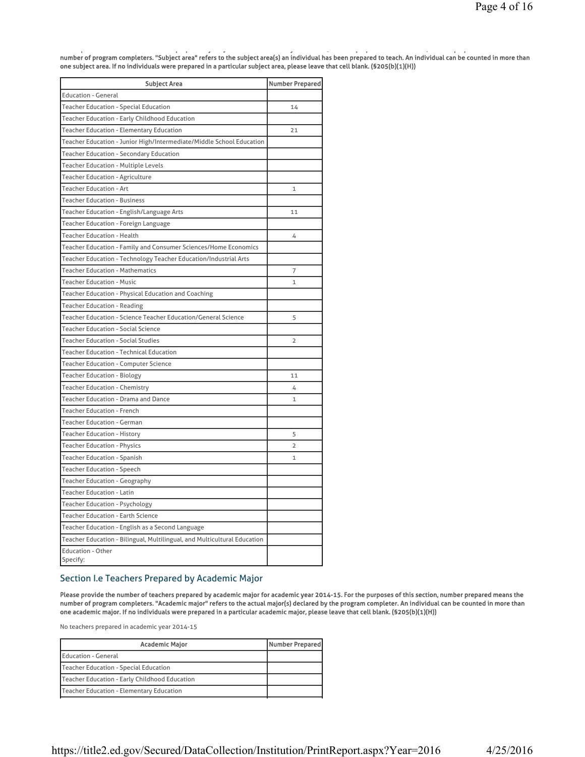number of program completers. "Subject area" refers to the subject area(s) an individual has been prepared to teach. An individual can be counted in more than one subject area. If no individuals were prepared in a particular subject area, please leave that cell blank. (§205(b)(1)(H))

| Subject Area | Number Prepared |
|---|---|
| Education - General | |
| Teacher Education - Special Education | 14 |
| Teacher Education - Early Childhood Education | |
| Teacher Education - Elementary Education | 21 |
| Teacher Education - Junior High/Intermediate/Middle School Education | |
| Teacher Education - Secondary Education | |
| Teacher Education - Multiple Levels | |
| Teacher Education - Agriculture | |
| Teacher Education - Art | 1 |
| Teacher Education - Business | |
| Teacher Education - English/Language Arts | 11 |
| Teacher Education - Foreign Language | |
| Teacher Education - Health | 4 |
| Teacher Education - Family and Consumer Sciences/Home Economics | |
| Teacher Education - Technology Teacher Education/Industrial Arts | |
| Teacher Education - Mathematics | 7 |
| Teacher Education - Music | 1 |
| Teacher Education - Physical Education and Coaching | |
| Teacher Education - Reading | |
| Teacher Education - Science Teacher Education/General Science | 5 |
| Teacher Education - Social Science | |
| Teacher Education - Social Studies | 2 |
| Teacher Education - Technical Education | |
| Teacher Education - Computer Science | |
| Teacher Education - Biology | 11 |
| Teacher Education - Chemistry | 4 |
| Teacher Education - Drama and Dance | 1 |
| Teacher Education - French | |
| Teacher Education - German | |
| Teacher Education - History | 5 |
| Teacher Education - Physics | 2 |
| Teacher Education - Spanish | 1 |
| Teacher Education - Speech | |
| Teacher Education - Geography | |
| Teacher Education - Latin | |
| Teacher Education - Psychology | |
| Teacher Education - Earth Science | |
| Teacher Education - English as a Second Language | |
| Teacher Education - Bilingual, Multilingual, and Multicultural Education | |
| Education - Other Specify: | |

## Section I.e Teachers Prepared by Academic Major

**Please provide the number of teachers prepared by academic major for academic year 2014-15. For the purposes of this section, number prepared means the number of program completers. "Academic major" refers to the actual major(s) declared by the program completer. An individual can be counted in more than one academic major. If no individuals were prepared in a particular academic major, please leave that cell blank. (§205(b)(1)(H))**

No teachers prepared in academic year 2014-15

| Academic Major | Number Prepared |
|---|---|
| Education - General | |
| Teacher Education - Special Education | |
| Teacher Education - Early Childhood Education | |
| Teacher Education - Elementary Education | |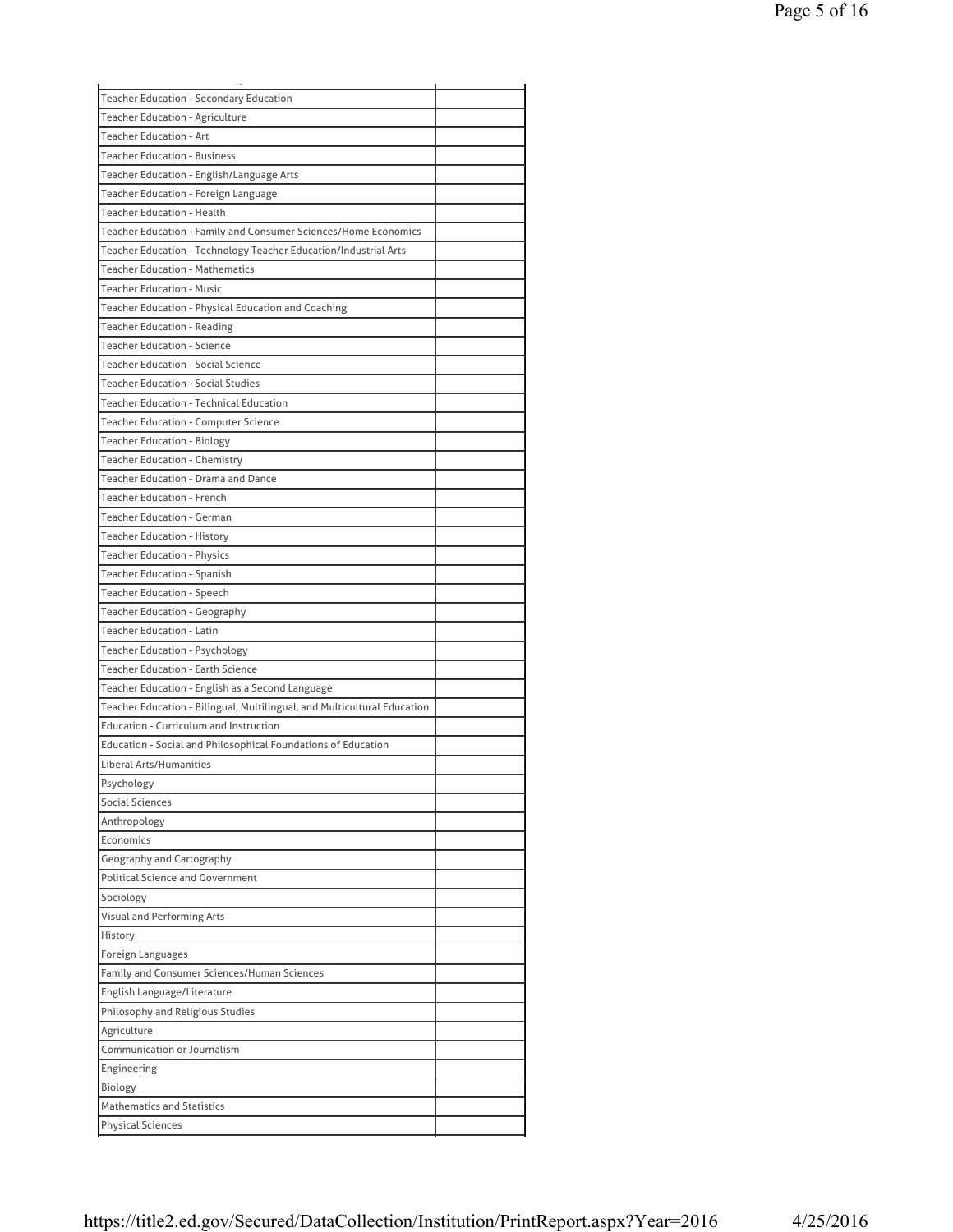| | |
|---|---|
| Teacher Education - Secondary Education | |
| Teacher Education - Agriculture | |
| Teacher Education - Art | |
| Teacher Education - Business | |
| Teacher Education - English/Language Arts | |
| Teacher Education - Foreign Language | |
| Teacher Education - Health | |
| Teacher Education - Family and Consumer Sciences/Home Economics | |
| Teacher Education - Technology Teacher Education/Industrial Arts | |
| Teacher Education - Mathematics | |
| Teacher Education - Music | |
| Teacher Education - Physical Education and Coaching | |
| Teacher Education - Reading | |
| Teacher Education - Science | |
| Teacher Education - Social Science | |
| Teacher Education - Social Studies | |
| Teacher Education - Technical Education | |
| Teacher Education - Computer Science | |
| Teacher Education - Biology | |
| Teacher Education - Chemistry | |
| Teacher Education - Drama and Dance | |
| Teacher Education - French | |
| Teacher Education - German | |
| Teacher Education - History | |
| Teacher Education - Physics | |
| Teacher Education - Spanish | |
| Teacher Education - Speech | |
| Teacher Education - Geography | |
| Teacher Education - Latin | |
| Teacher Education - Psychology | |
| Teacher Education - Earth Science | |
| Teacher Education - English as a Second Language | |
| Teacher Education - Bilingual, Multilingual, and Multicultural Education | |
| Education - Curriculum and Instruction | |
| Education - Social and Philosophical Foundations of Education | |
| Liberal Arts/Humanities | |
| Psychology | |
| Social Sciences | |
| Anthropology | |
| Economics | |
| Geography and Cartography | |
| Political Science and Government | |
| Sociology | |
| Visual and Performing Arts | |
| History | |
| Foreign Languages | |
| Family and Consumer Sciences/Human Sciences | |
| English Language/Literature | |
| Philosophy and Religious Studies | |
| Agriculture | |
| Communication or Journalism | |
| Engineering | |
| Biology | |
| Mathematics and Statistics | |
| Physical Sciences | |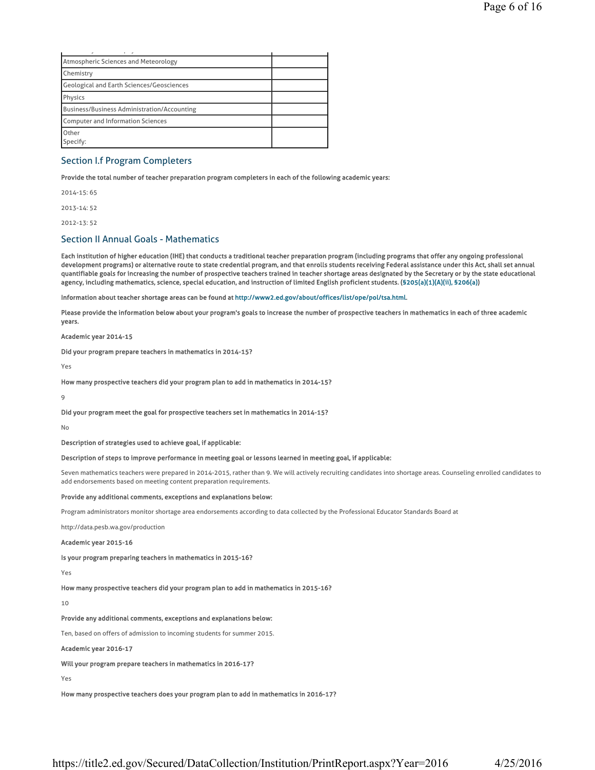| | |
|---|---|
| Atmospheric Sciences and Meteorology | |
| Chemistry | |
| Geological and Earth Sciences/Geosciences | |
| Physics | |
| Business/Business Administration/Accounting | |
| Computer and Information Sciences | |
| Other<br>Specify: | |

## Section I.f Program Completers

**Provide the total number of teacher preparation program completers in each of the following academic years:**

2014-15: 65

2013-14: 52

2012-13: 52

## Section II Annual Goals - Mathematics

**Each institution of higher education (IHE) that conducts a traditional teacher preparation program (including programs that offer any ongoing professional development programs) or alternative route to state credential program, and that enrolls students receiving Federal assistance under this Act, shall set annual quantifiable goals for increasing the number of prospective teachers trained in teacher shortage areas designated by the Secretary or by the state educational agency, including mathematics, science, special education, and instruction of limited English proficient students. (§205(a)(1)(A)(ii), §206(a))**

**Information about teacher shortage areas can be found at http://www2.ed.gov/about/offices/list/ope/pol/tsa.html.**

**Please provide the information below about your program's goals to increase the number of prospective teachers in mathematics in each of three academic years.**

**Academic year 2014-15**

**Did your program prepare teachers in mathematics in 2014-15?**

Yes

**How many prospective teachers did your program plan to add in mathematics in 2014-15?**

9

**Did your program meet the goal for prospective teachers set in mathematics in 2014-15?**

No

**Description of strategies used to achieve goal, if applicable:**

**Description of steps to improve performance in meeting goal or lessons learned in meeting goal, if applicable:**

Seven mathematics teachers were prepared in 2014-2015, rather than 9. We will actively recruiting candidates into shortage areas. Counseling enrolled candidates to add endorsements based on meeting content preparation requirements.

**Provide any additional comments, exceptions and explanations below:**

Program administrators monitor shortage area endorsements according to data collected by the Professional Educator Standards Board at

http://data.pesb.wa.gov/production

**Academic year 2015-16**

**Is your program preparing teachers in mathematics in 2015-16?**

Yes

**How many prospective teachers did your program plan to add in mathematics in 2015-16?**

10

**Provide any additional comments, exceptions and explanations below:**

Ten, based on offers of admission to incoming students for summer 2015.

**Academic year 2016-17**

**Will your program prepare teachers in mathematics in 2016-17?**

Yes

**How many prospective teachers does your program plan to add in mathematics in 2016-17?**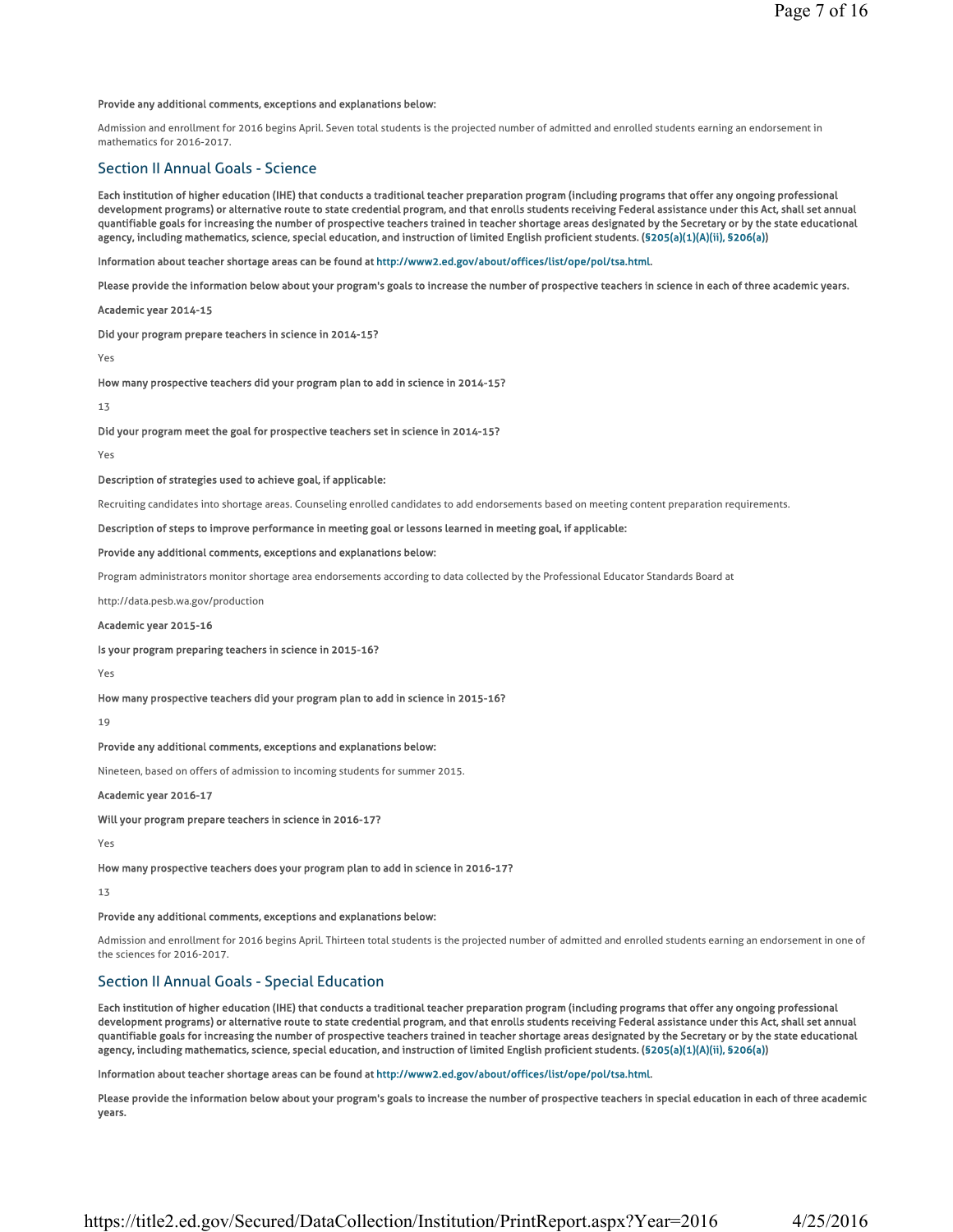**Provide any additional comments, exceptions and explanations below:**

Admission and enrollment for 2016 begins April. Seven total students is the projected number of admitted and enrolled students earning an endorsement in mathematics for 2016-2017.

## Section II Annual Goals - Science

**Each institution of higher education (IHE) that conducts a traditional teacher preparation program (including programs that offer any ongoing professional development programs) or alternative route to state credential program, and that enrolls students receiving Federal assistance under this Act, shall set annual quantifiable goals for increasing the number of prospective teachers trained in teacher shortage areas designated by the Secretary or by the state educational agency, including mathematics, science, special education, and instruction of limited English proficient students. (§205(a)(1)(A)(ii), §206(a))**

**Information about teacher shortage areas can be found at http://www2.ed.gov/about/offices/list/ope/pol/tsa.html.**

**Please provide the information below about your program's goals to increase the number of prospective teachers in science in each of three academic years.**

**Academic year 2014-15**

**Did your program prepare teachers in science in 2014-15?**

Yes

**How many prospective teachers did your program plan to add in science in 2014-15?**

13

**Did your program meet the goal for prospective teachers set in science in 2014-15?**

Yes

**Description of strategies used to achieve goal, if applicable:**

Recruiting candidates into shortage areas. Counseling enrolled candidates to add endorsements based on meeting content preparation requirements.

**Description of steps to improve performance in meeting goal or lessons learned in meeting goal, if applicable:**

**Provide any additional comments, exceptions and explanations below:**

Program administrators monitor shortage area endorsements according to data collected by the Professional Educator Standards Board at

http://data.pesb.wa.gov/production

**Academic year 2015-16**

**Is your program preparing teachers in science in 2015-16?**

Yes

**How many prospective teachers did your program plan to add in science in 2015-16?**

19

**Provide any additional comments, exceptions and explanations below:**

Nineteen, based on offers of admission to incoming students for summer 2015.

**Academic year 2016-17**

**Will your program prepare teachers in science in 2016-17?**

Yes

**How many prospective teachers does your program plan to add in science in 2016-17?**

13

**Provide any additional comments, exceptions and explanations below:**

Admission and enrollment for 2016 begins April. Thirteen total students is the projected number of admitted and enrolled students earning an endorsement in one of the sciences for 2016-2017.

## Section II Annual Goals - Special Education

**Each institution of higher education (IHE) that conducts a traditional teacher preparation program (including programs that offer any ongoing professional development programs) or alternative route to state credential program, and that enrolls students receiving Federal assistance under this Act, shall set annual quantifiable goals for increasing the number of prospective teachers trained in teacher shortage areas designated by the Secretary or by the state educational agency, including mathematics, science, special education, and instruction of limited English proficient students. (§205(a)(1)(A)(ii), §206(a))**

**Information about teacher shortage areas can be found at http://www2.ed.gov/about/offices/list/ope/pol/tsa.html.**

**Please provide the information below about your program's goals to increase the number of prospective teachers in special education in each of three academic years.**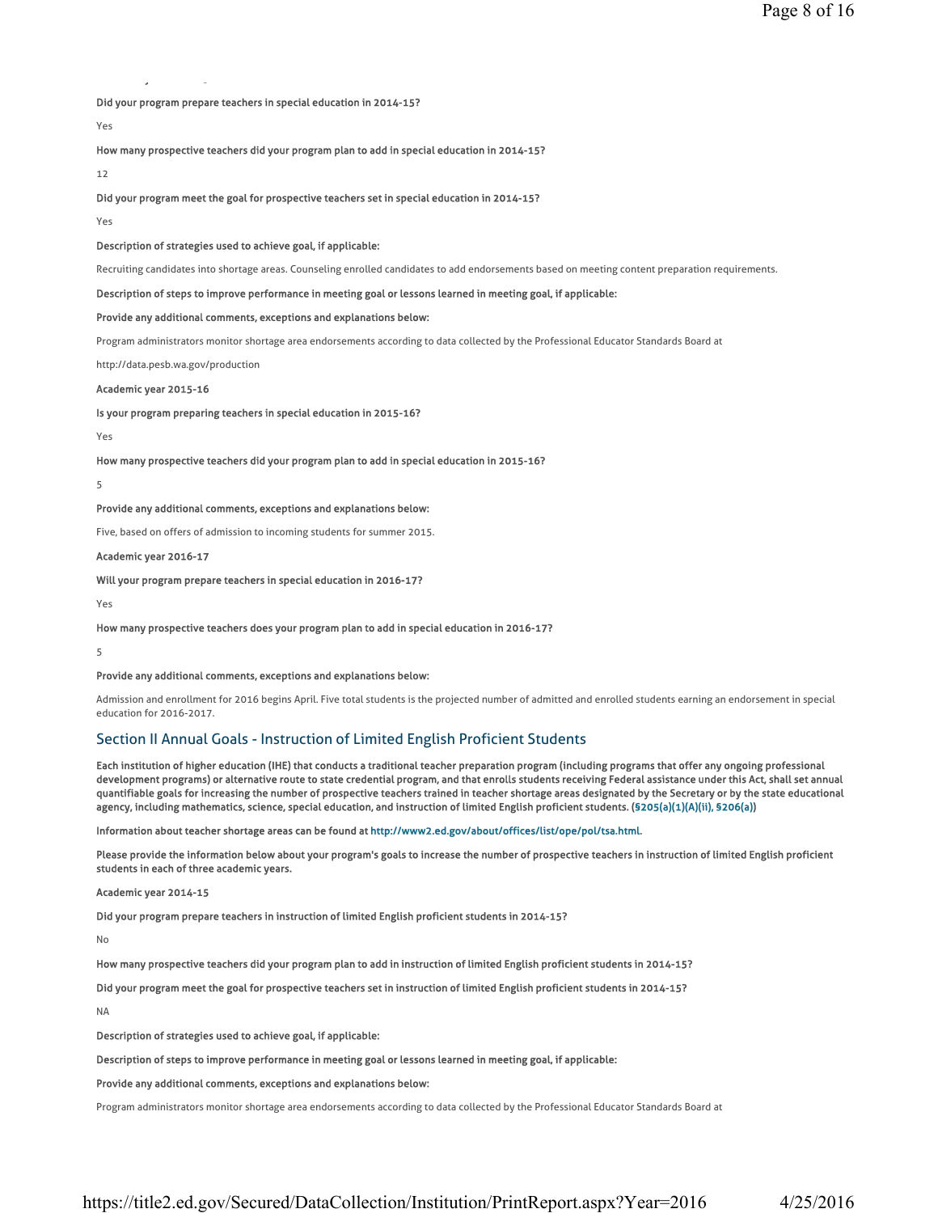**Did your program prepare teachers in special education in 2014-15?**

Yes

**How many prospective teachers did your program plan to add in special education in 2014-15?**

12

**Did your program meet the goal for prospective teachers set in special education in 2014-15?**

Yes

**Description of strategies used to achieve goal, if applicable:**

Recruiting candidates into shortage areas. Counseling enrolled candidates to add endorsements based on meeting content preparation requirements.

**Description of steps to improve performance in meeting goal or lessons learned in meeting goal, if applicable:**

**Provide any additional comments, exceptions and explanations below:**

Program administrators monitor shortage area endorsements according to data collected by the Professional Educator Standards Board at

http://data.pesb.wa.gov/production

**Academic year 2015-16**

**Is your program preparing teachers in special education in 2015-16?**

Yes

**How many prospective teachers did your program plan to add in special education in 2015-16?**

5

**Provide any additional comments, exceptions and explanations below:**

Five, based on offers of admission to incoming students for summer 2015.

**Academic year 2016-17**

**Will your program prepare teachers in special education in 2016-17?**

Yes

**How many prospective teachers does your program plan to add in special education in 2016-17?**

5

**Provide any additional comments, exceptions and explanations below:**

Admission and enrollment for 2016 begins April. Five total students is the projected number of admitted and enrolled students earning an endorsement in special education for 2016-2017.

## Section II Annual Goals - Instruction of Limited English Proficient Students

**Each institution of higher education (IHE) that conducts a traditional teacher preparation program (including programs that offer any ongoing professional development programs) or alternative route to state credential program, and that enrolls students receiving Federal assistance under this Act, shall set annual quantifiable goals for increasing the number of prospective teachers trained in teacher shortage areas designated by the Secretary or by the state educational agency, including mathematics, science, special education, and instruction of limited English proficient students. (§205(a)(1)(A)(ii), §206(a))**

**Information about teacher shortage areas can be found at http://www2.ed.gov/about/offices/list/ope/pol/tsa.html.**

**Please provide the information below about your program's goals to increase the number of prospective teachers in instruction of limited English proficient students in each of three academic years.**

**Academic year 2014-15**

**Did your program prepare teachers in instruction of limited English proficient students in 2014-15?**

No

**How many prospective teachers did your program plan to add in instruction of limited English proficient students in 2014-15?**

**Did your program meet the goal for prospective teachers set in instruction of limited English proficient students in 2014-15?**

NA

**Description of strategies used to achieve goal, if applicable:**

**Description of steps to improve performance in meeting goal or lessons learned in meeting goal, if applicable:**

**Provide any additional comments, exceptions and explanations below:**

Program administrators monitor shortage area endorsements according to data collected by the Professional Educator Standards Board at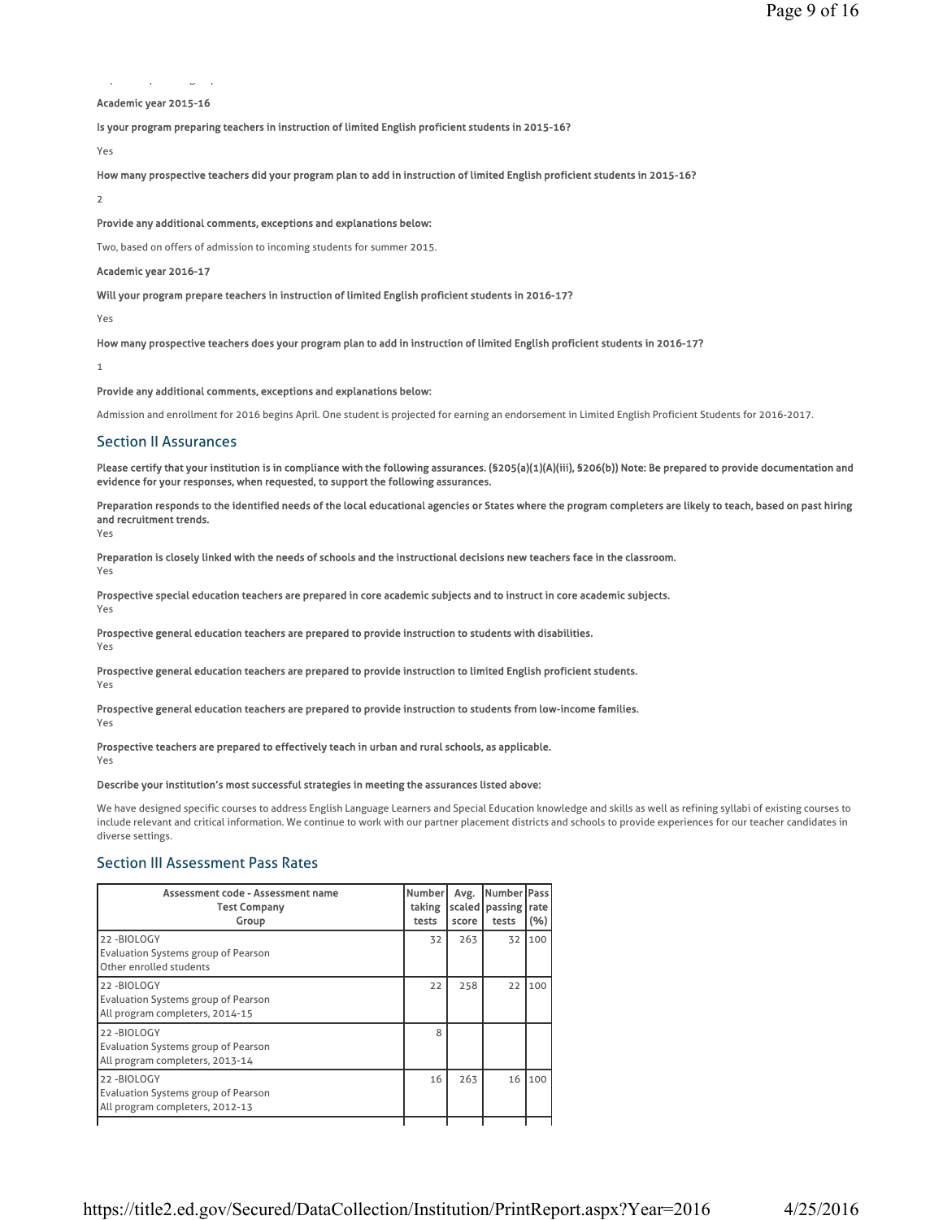**Academic year 2015-16**

**Is your program preparing teachers in instruction of limited English proficient students in 2015-16?**

Yes

**How many prospective teachers did your program plan to add in instruction of limited English proficient students in 2015-16?**

2

**Provide any additional comments, exceptions and explanations below:**

Two, based on offers of admission to incoming students for summer 2015.

**Academic year 2016-17**

**Will your program prepare teachers in instruction of limited English proficient students in 2016-17?**

Yes

**How many prospective teachers does your program plan to add in instruction of limited English proficient students in 2016-17?**

1

**Provide any additional comments, exceptions and explanations below:**

Admission and enrollment for 2016 begins April. One student is projected for earning an endorsement in Limited English Proficient Students for 2016-2017.

## Section II Assurances

**Please certify that your institution is in compliance with the following assurances. (§205(a)(1)(A)(iii), §206(b)) Note: Be prepared to provide documentation and evidence for your responses, when requested, to support the following assurances.**

**Preparation responds to the identified needs of the local educational agencies or States where the program completers are likely to teach, based on past hiring and recruitment trends.**
Yes

**Preparation is closely linked with the needs of schools and the instructional decisions new teachers face in the classroom.**
Yes

**Prospective special education teachers are prepared in core academic subjects and to instruct in core academic subjects.**
Yes

**Prospective general education teachers are prepared to provide instruction to students with disabilities.**
Yes

**Prospective general education teachers are prepared to provide instruction to limited English proficient students.**
Yes

**Prospective general education teachers are prepared to provide instruction to students from low-income families.**
Yes

**Prospective teachers are prepared to effectively teach in urban and rural schools, as applicable.**
Yes

**Describe your institution's most successful strategies in meeting the assurances listed above:**

We have designed specific courses to address English Language Learners and Special Education knowledge and skills as well as refining syllabi of existing courses to include relevant and critical information. We continue to work with our partner placement districts and schools to provide experiences for our teacher candidates in diverse settings.

## Section III Assessment Pass Rates

| Assessment code - Assessment name<br>Test Company<br>Group | Number taking tests | Avg. scaled score | Number passing tests | Pass rate (%) |
|---|---|---|---|---|
| 22 -BIOLOGY<br>Evaluation Systems group of Pearson<br>Other enrolled students | 32 | 263 | 32 | 100 |
| 22 -BIOLOGY<br>Evaluation Systems group of Pearson<br>All program completers, 2014-15 | 22 | 258 | 22 | 100 |
| 22 -BIOLOGY<br>Evaluation Systems group of Pearson<br>All program completers, 2013-14 | 8 | | | |
| 22 -BIOLOGY<br>Evaluation Systems group of Pearson<br>All program completers, 2012-13 | 16 | 263 | 16 | 100 |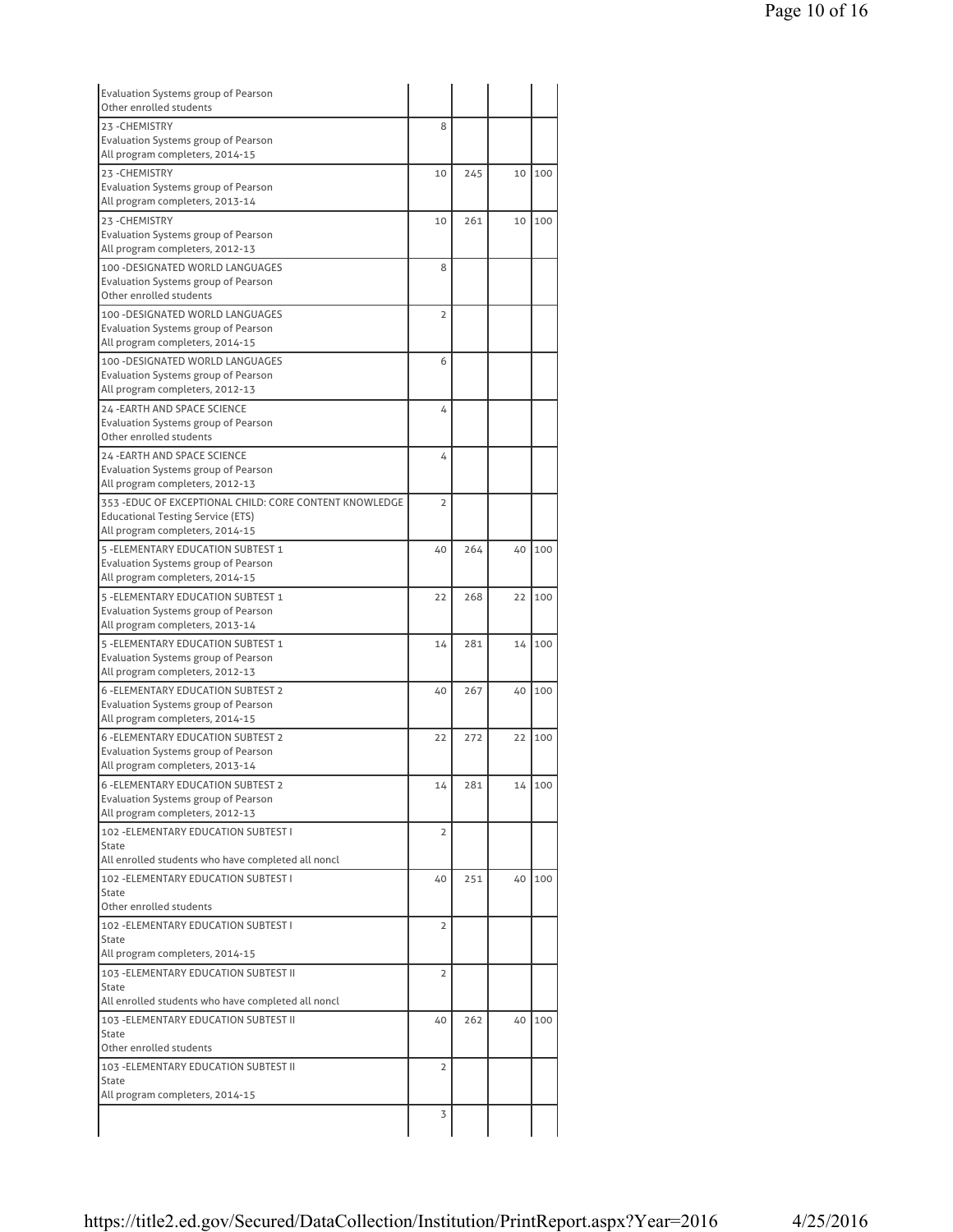| | | | | |
|---|---|---|---|---|
| Evaluation Systems group of Pearson<br>Other enrolled students | | | | |
| 23 -CHEMISTRY<br>Evaluation Systems group of Pearson<br>All program completers, 2014-15 | 8 | | | |
| 23 -CHEMISTRY<br>Evaluation Systems group of Pearson<br>All program completers, 2013-14 | 10 | 245 | 10 | 100 |
| 23 -CHEMISTRY<br>Evaluation Systems group of Pearson<br>All program completers, 2012-13 | 10 | 261 | 10 | 100 |
| 100 -DESIGNATED WORLD LANGUAGES<br>Evaluation Systems group of Pearson<br>Other enrolled students | 8 | | | |
| 100 -DESIGNATED WORLD LANGUAGES<br>Evaluation Systems group of Pearson<br>All program completers, 2014-15 | 2 | | | |
| 100 -DESIGNATED WORLD LANGUAGES<br>Evaluation Systems group of Pearson<br>All program completers, 2012-13 | 6 | | | |
| 24 -EARTH AND SPACE SCIENCE<br>Evaluation Systems group of Pearson<br>Other enrolled students | 4 | | | |
| 24 -EARTH AND SPACE SCIENCE<br>Evaluation Systems group of Pearson<br>All program completers, 2012-13 | 4 | | | |
| 353 -EDUC OF EXCEPTIONAL CHILD: CORE CONTENT KNOWLEDGE<br>Educational Testing Service (ETS)<br>All program completers, 2014-15 | 2 | | | |
| 5 -ELEMENTARY EDUCATION SUBTEST 1<br>Evaluation Systems group of Pearson<br>All program completers, 2014-15 | 40 | 264 | 40 | 100 |
| 5 -ELEMENTARY EDUCATION SUBTEST 1<br>Evaluation Systems group of Pearson<br>All program completers, 2013-14 | 22 | 268 | 22 | 100 |
| 5 -ELEMENTARY EDUCATION SUBTEST 1<br>Evaluation Systems group of Pearson<br>All program completers, 2012-13 | 14 | 281 | 14 | 100 |
| 6 -ELEMENTARY EDUCATION SUBTEST 2<br>Evaluation Systems group of Pearson<br>All program completers, 2014-15 | 40 | 267 | 40 | 100 |
| 6 -ELEMENTARY EDUCATION SUBTEST 2<br>Evaluation Systems group of Pearson<br>All program completers, 2013-14 | 22 | 272 | 22 | 100 |
| 6 -ELEMENTARY EDUCATION SUBTEST 2<br>Evaluation Systems group of Pearson<br>All program completers, 2012-13 | 14 | 281 | 14 | 100 |
| 102 -ELEMENTARY EDUCATION SUBTEST I<br>State<br>All enrolled students who have completed all noncl | 2 | | | |
| 102 -ELEMENTARY EDUCATION SUBTEST I<br>State<br>Other enrolled students | 40 | 251 | 40 | 100 |
| 102 -ELEMENTARY EDUCATION SUBTEST I<br>State<br>All program completers, 2014-15 | 2 | | | |
| 103 -ELEMENTARY EDUCATION SUBTEST II<br>State<br>All enrolled students who have completed all noncl | 2 | | | |
| 103 -ELEMENTARY EDUCATION SUBTEST II<br>State<br>Other enrolled students | 40 | 262 | 40 | 100 |
| 103 -ELEMENTARY EDUCATION SUBTEST II<br>State<br>All program completers, 2014-15 | 2 | | | |
| | 3 | | | |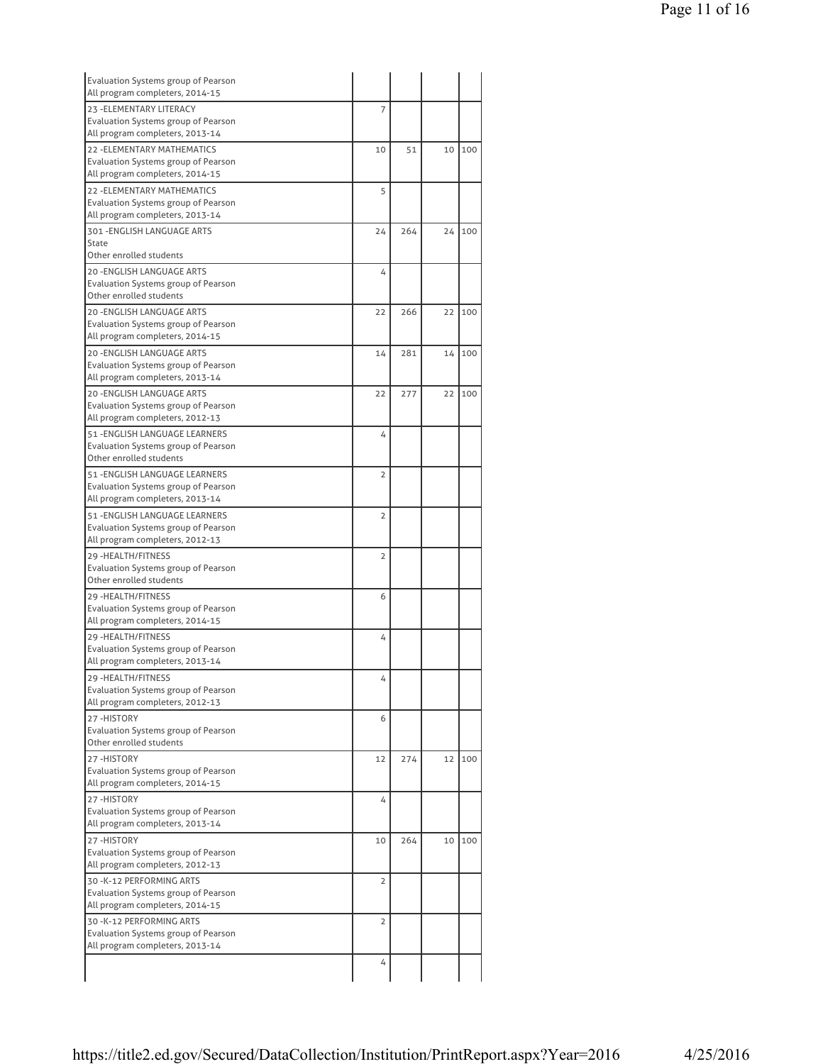| | | | | |
|---|---|---|---|---|
| Evaluation Systems group of Pearson<br>All program completers, 2014-15 | | | | |
| 23 -ELEMENTARY LITERACY<br>Evaluation Systems group of Pearson<br>All program completers, 2013-14 | 7 | | | |
| 22 -ELEMENTARY MATHEMATICS<br>Evaluation Systems group of Pearson<br>All program completers, 2014-15 | 10 | 51 | 10 | 100 |
| 22 -ELEMENTARY MATHEMATICS<br>Evaluation Systems group of Pearson<br>All program completers, 2013-14 | 5 | | | |
| 301 -ENGLISH LANGUAGE ARTS<br>State<br>Other enrolled students | 24 | 264 | 24 | 100 |
| 20 -ENGLISH LANGUAGE ARTS<br>Evaluation Systems group of Pearson<br>Other enrolled students | 4 | | | |
| 20 -ENGLISH LANGUAGE ARTS<br>Evaluation Systems group of Pearson<br>All program completers, 2014-15 | 22 | 266 | 22 | 100 |
| 20 -ENGLISH LANGUAGE ARTS<br>Evaluation Systems group of Pearson<br>All program completers, 2013-14 | 14 | 281 | 14 | 100 |
| 20 -ENGLISH LANGUAGE ARTS<br>Evaluation Systems group of Pearson<br>All program completers, 2012-13 | 22 | 277 | 22 | 100 |
| 51 -ENGLISH LANGUAGE LEARNERS<br>Evaluation Systems group of Pearson<br>Other enrolled students | 4 | | | |
| 51 -ENGLISH LANGUAGE LEARNERS<br>Evaluation Systems group of Pearson<br>All program completers, 2013-14 | 2 | | | |
| 51 -ENGLISH LANGUAGE LEARNERS<br>Evaluation Systems group of Pearson<br>All program completers, 2012-13 | 2 | | | |
| 29 -HEALTH/FITNESS<br>Evaluation Systems group of Pearson<br>Other enrolled students | 2 | | | |
| 29 -HEALTH/FITNESS<br>Evaluation Systems group of Pearson<br>All program completers, 2014-15 | 6 | | | |
| 29 -HEALTH/FITNESS<br>Evaluation Systems group of Pearson<br>All program completers, 2013-14 | 4 | | | |
| 29 -HEALTH/FITNESS<br>Evaluation Systems group of Pearson<br>All program completers, 2012-13 | 4 | | | |
| 27 -HISTORY<br>Evaluation Systems group of Pearson<br>Other enrolled students | 6 | | | |
| 27 -HISTORY<br>Evaluation Systems group of Pearson<br>All program completers, 2014-15 | 12 | 274 | 12 | 100 |
| 27 -HISTORY<br>Evaluation Systems group of Pearson<br>All program completers, 2013-14 | 4 | | | |
| 27 -HISTORY<br>Evaluation Systems group of Pearson<br>All program completers, 2012-13 | 10 | 264 | 10 | 100 |
| 30 -K-12 PERFORMING ARTS<br>Evaluation Systems group of Pearson<br>All program completers, 2014-15 | 2 | | | |
| 30 -K-12 PERFORMING ARTS<br>Evaluation Systems group of Pearson<br>All program completers, 2013-14 | 2 | | | |
| | 4 | | | |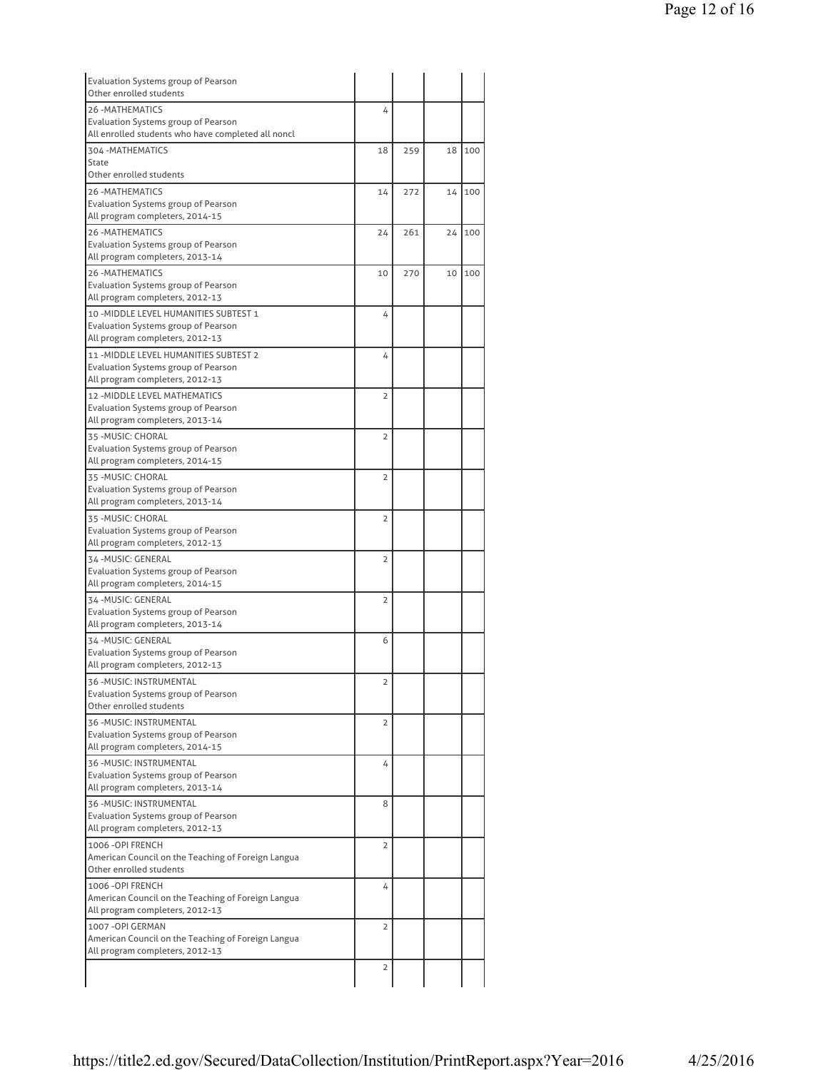| | | | | |
|---|---|---|---|---|
| Evaluation Systems group of Pearson<br>Other enrolled students | | | | |
| 26 -MATHEMATICS<br>Evaluation Systems group of Pearson<br>All enrolled students who have completed all noncl | 4 | | | |
| 304 -MATHEMATICS<br>State<br>Other enrolled students | 18 | 259 | 18 | 100 |
| 26 -MATHEMATICS<br>Evaluation Systems group of Pearson<br>All program completers, 2014-15 | 14 | 272 | 14 | 100 |
| 26 -MATHEMATICS<br>Evaluation Systems group of Pearson<br>All program completers, 2013-14 | 24 | 261 | 24 | 100 |
| 26 -MATHEMATICS<br>Evaluation Systems group of Pearson<br>All program completers, 2012-13 | 10 | 270 | 10 | 100 |
| 10 -MIDDLE LEVEL HUMANITIES SUBTEST 1<br>Evaluation Systems group of Pearson<br>All program completers, 2012-13 | 4 | | | |
| 11 -MIDDLE LEVEL HUMANITIES SUBTEST 2<br>Evaluation Systems group of Pearson<br>All program completers, 2012-13 | 4 | | | |
| 12 -MIDDLE LEVEL MATHEMATICS<br>Evaluation Systems group of Pearson<br>All program completers, 2013-14 | 2 | | | |
| 35 -MUSIC: CHORAL<br>Evaluation Systems group of Pearson<br>All program completers, 2014-15 | 2 | | | |
| 35 -MUSIC: CHORAL<br>Evaluation Systems group of Pearson<br>All program completers, 2013-14 | 2 | | | |
| 35 -MUSIC: CHORAL<br>Evaluation Systems group of Pearson<br>All program completers, 2012-13 | 2 | | | |
| 34 -MUSIC: GENERAL<br>Evaluation Systems group of Pearson<br>All program completers, 2014-15 | 2 | | | |
| 34 -MUSIC: GENERAL<br>Evaluation Systems group of Pearson<br>All program completers, 2013-14 | 2 | | | |
| 34 -MUSIC: GENERAL<br>Evaluation Systems group of Pearson<br>All program completers, 2012-13 | 6 | | | |
| 36 -MUSIC: INSTRUMENTAL<br>Evaluation Systems group of Pearson<br>Other enrolled students | 2 | | | |
| 36 -MUSIC: INSTRUMENTAL<br>Evaluation Systems group of Pearson<br>All program completers, 2014-15 | 2 | | | |
| 36 -MUSIC: INSTRUMENTAL<br>Evaluation Systems group of Pearson<br>All program completers, 2013-14 | 4 | | | |
| 36 -MUSIC: INSTRUMENTAL<br>Evaluation Systems group of Pearson<br>All program completers, 2012-13 | 8 | | | |
| 1006 -OPI FRENCH<br>American Council on the Teaching of Foreign Langua<br>Other enrolled students | 2 | | | |
| 1006 -OPI FRENCH<br>American Council on the Teaching of Foreign Langua<br>All program completers, 2012-13 | 4 | | | |
| 1007 -OPI GERMAN<br>American Council on the Teaching of Foreign Langua<br>All program completers, 2012-13 | 2 | | | |
| | 2 | | | |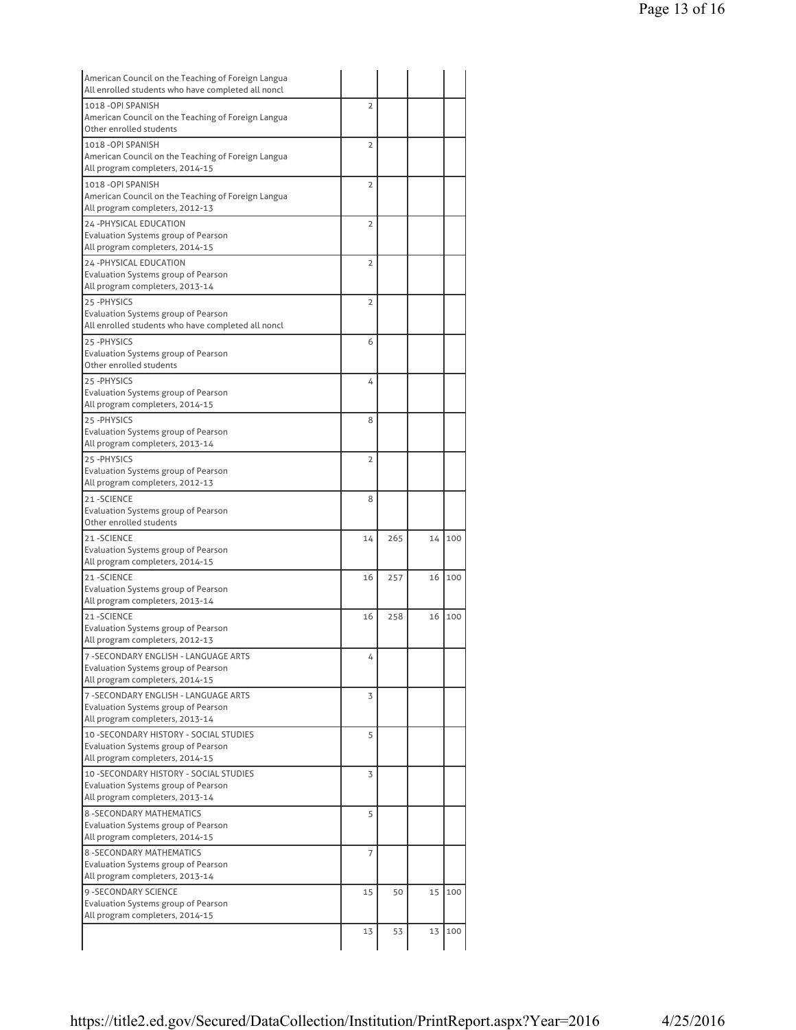| | | | | |
|---|---|---|---|---|
| American Council on the Teaching of Foreign Langua<br>All enrolled students who have completed all noncl | | | | |
| 1018 -OPI SPANISH<br>American Council on the Teaching of Foreign Langua<br>Other enrolled students | 2 | | | |
| 1018 -OPI SPANISH<br>American Council on the Teaching of Foreign Langua<br>All program completers, 2014-15 | 2 | | | |
| 1018 -OPI SPANISH<br>American Council on the Teaching of Foreign Langua<br>All program completers, 2012-13 | 2 | | | |
| 24 -PHYSICAL EDUCATION<br>Evaluation Systems group of Pearson<br>All program completers, 2014-15 | 2 | | | |
| 24 -PHYSICAL EDUCATION<br>Evaluation Systems group of Pearson<br>All program completers, 2013-14 | 2 | | | |
| 25 -PHYSICS<br>Evaluation Systems group of Pearson<br>All enrolled students who have completed all noncl | 2 | | | |
| 25 -PHYSICS<br>Evaluation Systems group of Pearson<br>Other enrolled students | 6 | | | |
| 25 -PHYSICS<br>Evaluation Systems group of Pearson<br>All program completers, 2014-15 | 4 | | | |
| 25 -PHYSICS<br>Evaluation Systems group of Pearson<br>All program completers, 2013-14 | 8 | | | |
| 25 -PHYSICS<br>Evaluation Systems group of Pearson<br>All program completers, 2012-13 | 2 | | | |
| 21 -SCIENCE<br>Evaluation Systems group of Pearson<br>Other enrolled students | 8 | | | |
| 21 -SCIENCE<br>Evaluation Systems group of Pearson<br>All program completers, 2014-15 | 14 | 265 | 14 | 100 |
| 21 -SCIENCE<br>Evaluation Systems group of Pearson<br>All program completers, 2013-14 | 16 | 257 | 16 | 100 |
| 21 -SCIENCE<br>Evaluation Systems group of Pearson<br>All program completers, 2012-13 | 16 | 258 | 16 | 100 |
| 7 -SECONDARY ENGLISH - LANGUAGE ARTS<br>Evaluation Systems group of Pearson<br>All program completers, 2014-15 | 4 | | | |
| 7 -SECONDARY ENGLISH - LANGUAGE ARTS<br>Evaluation Systems group of Pearson<br>All program completers, 2013-14 | 3 | | | |
| 10 -SECONDARY HISTORY - SOCIAL STUDIES<br>Evaluation Systems group of Pearson<br>All program completers, 2014-15 | 5 | | | |
| 10 -SECONDARY HISTORY - SOCIAL STUDIES<br>Evaluation Systems group of Pearson<br>All program completers, 2013-14 | 3 | | | |
| 8 -SECONDARY MATHEMATICS<br>Evaluation Systems group of Pearson<br>All program completers, 2014-15 | 5 | | | |
| 8 -SECONDARY MATHEMATICS<br>Evaluation Systems group of Pearson<br>All program completers, 2013-14 | 7 | | | |
| 9 -SECONDARY SCIENCE<br>Evaluation Systems group of Pearson<br>All program completers, 2014-15 | 15 | 50 | 15 | 100 |
| | 13 | 53 | 13 | 100 |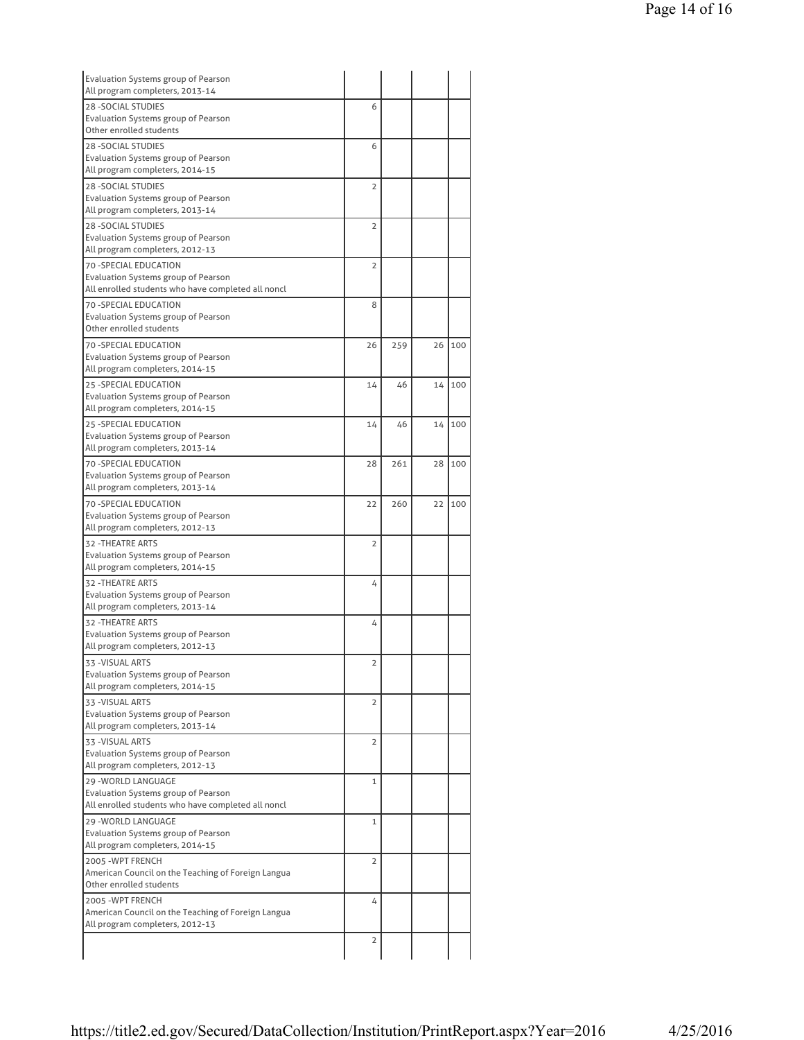| | | | | |
|---|---|---|---|---|
| Evaluation Systems group of Pearson<br>All program completers, 2013-14 | | | | |
| 28 -SOCIAL STUDIES<br>Evaluation Systems group of Pearson<br>Other enrolled students | 6 | | | |
| 28 -SOCIAL STUDIES<br>Evaluation Systems group of Pearson<br>All program completers, 2014-15 | 6 | | | |
| 28 -SOCIAL STUDIES<br>Evaluation Systems group of Pearson<br>All program completers, 2013-14 | 2 | | | |
| 28 -SOCIAL STUDIES<br>Evaluation Systems group of Pearson<br>All program completers, 2012-13 | 2 | | | |
| 70 -SPECIAL EDUCATION<br>Evaluation Systems group of Pearson<br>All enrolled students who have completed all noncl | 2 | | | |
| 70 -SPECIAL EDUCATION<br>Evaluation Systems group of Pearson<br>Other enrolled students | 8 | | | |
| 70 -SPECIAL EDUCATION<br>Evaluation Systems group of Pearson<br>All program completers, 2014-15 | 26 | 259 | 26 | 100 |
| 25 -SPECIAL EDUCATION<br>Evaluation Systems group of Pearson<br>All program completers, 2014-15 | 14 | 46 | 14 | 100 |
| 25 -SPECIAL EDUCATION<br>Evaluation Systems group of Pearson<br>All program completers, 2013-14 | 14 | 46 | 14 | 100 |
| 70 -SPECIAL EDUCATION<br>Evaluation Systems group of Pearson<br>All program completers, 2013-14 | 28 | 261 | 28 | 100 |
| 70 -SPECIAL EDUCATION<br>Evaluation Systems group of Pearson<br>All program completers, 2012-13 | 22 | 260 | 22 | 100 |
| 32 -THEATRE ARTS<br>Evaluation Systems group of Pearson<br>All program completers, 2014-15 | 2 | | | |
| 32 -THEATRE ARTS<br>Evaluation Systems group of Pearson<br>All program completers, 2013-14 | 4 | | | |
| 32 -THEATRE ARTS<br>Evaluation Systems group of Pearson<br>All program completers, 2012-13 | 4 | | | |
| 33 -VISUAL ARTS<br>Evaluation Systems group of Pearson<br>All program completers, 2014-15 | 2 | | | |
| 33 -VISUAL ARTS<br>Evaluation Systems group of Pearson<br>All program completers, 2013-14 | 2 | | | |
| 33 -VISUAL ARTS<br>Evaluation Systems group of Pearson<br>All program completers, 2012-13 | 2 | | | |
| 29 -WORLD LANGUAGE<br>Evaluation Systems group of Pearson<br>All enrolled students who have completed all noncl | 1 | | | |
| 29 -WORLD LANGUAGE<br>Evaluation Systems group of Pearson<br>All program completers, 2014-15 | 1 | | | |
| 2005 -WPT FRENCH<br>American Council on the Teaching of Foreign Langua<br>Other enrolled students | 2 | | | |
| 2005 -WPT FRENCH<br>American Council on the Teaching of Foreign Langua<br>All program completers, 2012-13 | 4 | | | |
| | 2 | | | |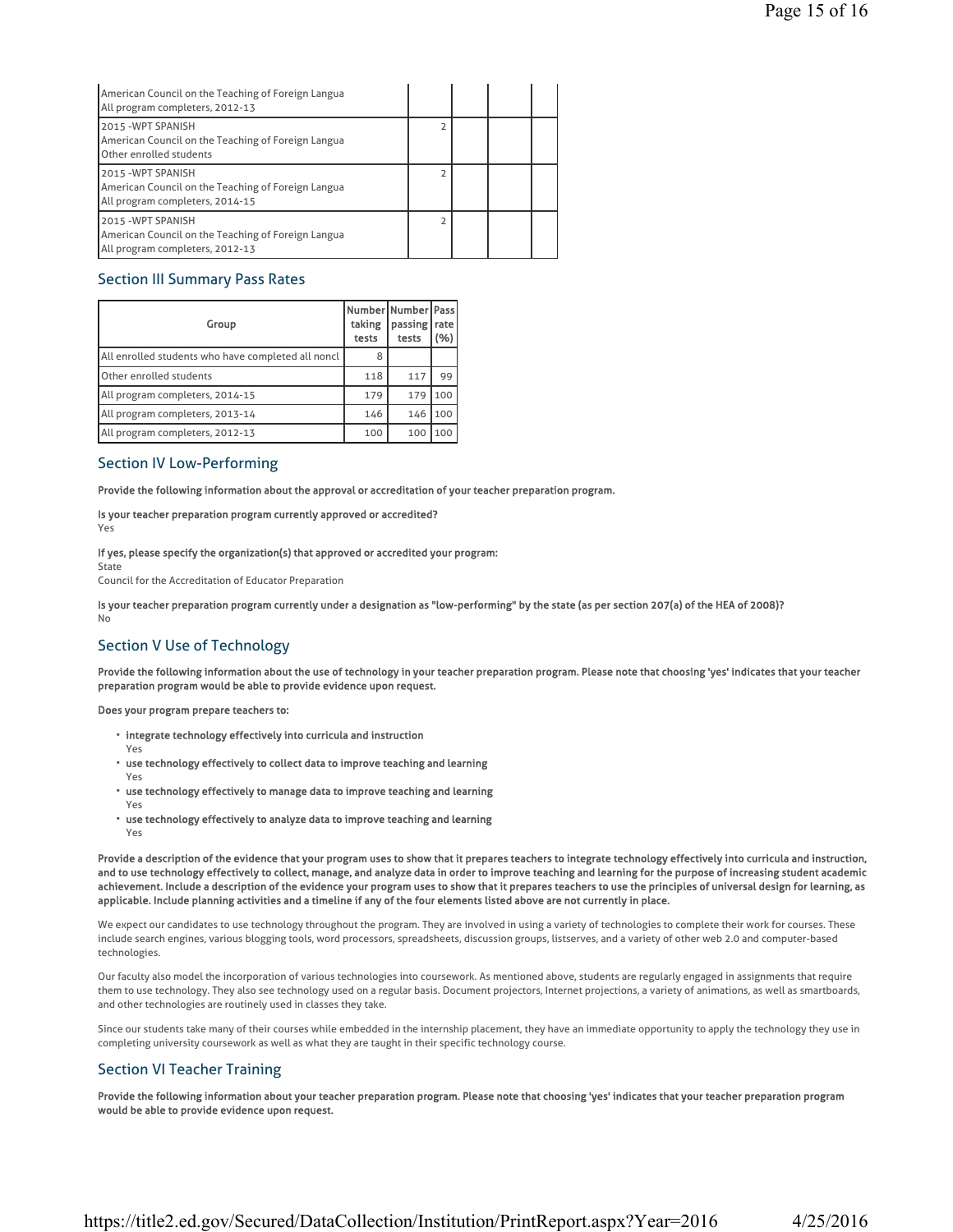| | | | | |
|---|---|---|---|---|
| American Council on the Teaching of Foreign Langua<br>All program completers, 2012-13 | | | | |
| 2015 -WPT SPANISH<br>American Council on the Teaching of Foreign Langua<br>Other enrolled students | 2 | | | |
| 2015 -WPT SPANISH<br>American Council on the Teaching of Foreign Langua<br>All program completers, 2014-15 | 2 | | | |
| 2015 -WPT SPANISH<br>American Council on the Teaching of Foreign Langua<br>All program completers, 2012-13 | 2 | | | |

## Section III Summary Pass Rates

| Group | Number taking tests | Number passing tests | Pass rate (%) |
|---|---|---|---|
| All enrolled students who have completed all noncl | 8 | | |
| Other enrolled students | 118 | 117 | 99 |
| All program completers, 2014-15 | 179 | 179 | 100 |
| All program completers, 2013-14 | 146 | 146 | 100 |
| All program completers, 2012-13 | 100 | 100 | 100 |

## Section IV Low-Performing

**Provide the following information about the approval or accreditation of your teacher preparation program.**

**Is your teacher preparation program currently approved or accredited?**
Yes

**If yes, please specify the organization(s) that approved or accredited your program:**
State
Council for the Accreditation of Educator Preparation

**Is your teacher preparation program currently under a designation as "low-performing" by the state (as per section 207(a) of the HEA of 2008)?**
No

## Section V Use of Technology

**Provide the following information about the use of technology in your teacher preparation program. Please note that choosing 'yes' indicates that your teacher preparation program would be able to provide evidence upon request.**

**Does your program prepare teachers to:**

- **integrate technology effectively into curricula and instruction**
  Yes
- **use technology effectively to collect data to improve teaching and learning**
  Yes
- **use technology effectively to manage data to improve teaching and learning**
  Yes
- **use technology effectively to analyze data to improve teaching and learning**
  Yes

**Provide a description of the evidence that your program uses to show that it prepares teachers to integrate technology effectively into curricula and instruction, and to use technology effectively to collect, manage, and analyze data in order to improve teaching and learning for the purpose of increasing student academic achievement. Include a description of the evidence your program uses to show that it prepares teachers to use the principles of universal design for learning, as applicable. Include planning activities and a timeline if any of the four elements listed above are not currently in place.**

We expect our candidates to use technology throughout the program. They are involved in using a variety of technologies to complete their work for courses. These include search engines, various blogging tools, word processors, spreadsheets, discussion groups, listserves, and a variety of other web 2.0 and computer-based technologies.

Our faculty also model the incorporation of various technologies into coursework. As mentioned above, students are regularly engaged in assignments that require them to use technology. They also see technology used on a regular basis. Document projectors, Internet projections, a variety of animations, as well as smartboards, and other technologies are routinely used in classes they take.

Since our students take many of their courses while embedded in the internship placement, they have an immediate opportunity to apply the technology they use in completing university coursework as well as what they are taught in their specific technology course.

## Section VI Teacher Training

**Provide the following information about your teacher preparation program. Please note that choosing 'yes' indicates that your teacher preparation program would be able to provide evidence upon request.**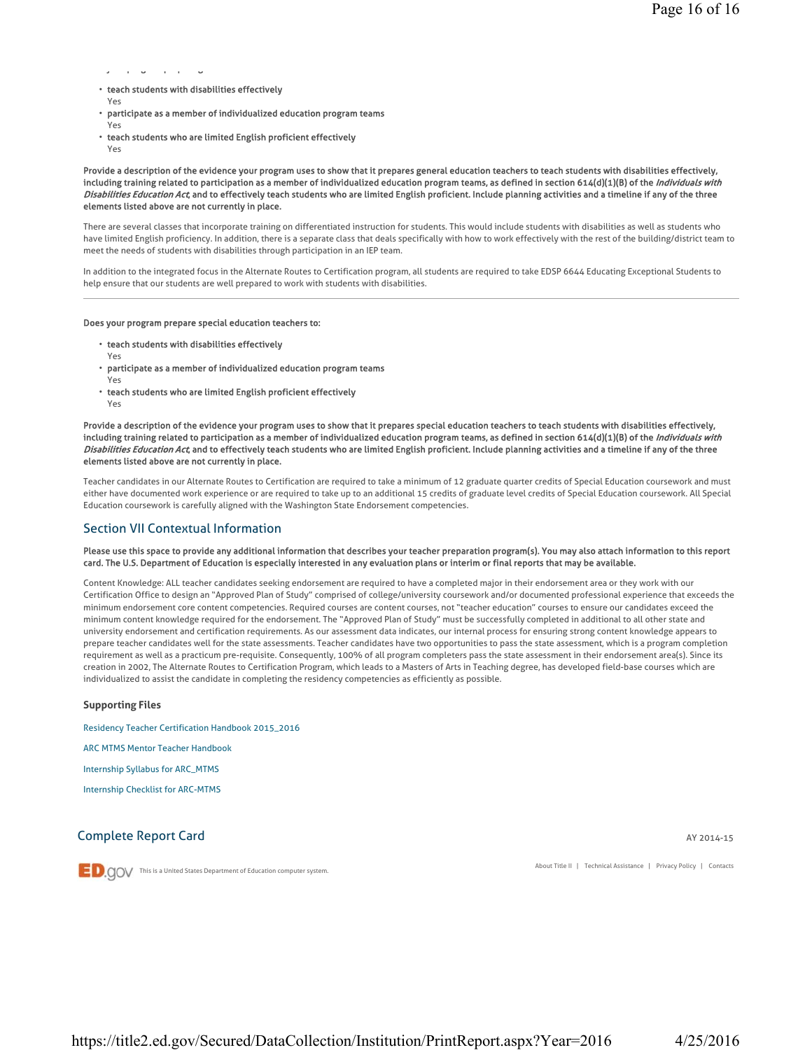- **teach students with disabilities effectively**
  Yes
- **participate as a member of individualized education program teams**
  Yes
- **teach students who are limited English proficient effectively**
  Yes

**Provide a description of the evidence your program uses to show that it prepares general education teachers to teach students with disabilities effectively, including training related to participation as a member of individualized education program teams, as defined in section 614(d)(1)(B) of the *Individuals with Disabilities Education Act*, and to effectively teach students who are limited English proficient. Include planning activities and a timeline if any of the three elements listed above are not currently in place.**

There are several classes that incorporate training on differentiated instruction for students. This would include students with disabilities as well as students who have limited English proficiency. In addition, there is a separate class that deals specifically with how to work effectively with the rest of the building/district team to meet the needs of students with disabilities through participation in an IEP team.

In addition to the integrated focus in the Alternate Routes to Certification program, all students are required to take EDSP 6644 Educating Exceptional Students to help ensure that our students are well prepared to work with students with disabilities.

---

**Does your program prepare special education teachers to:**

- **teach students with disabilities effectively**
  Yes
- **participate as a member of individualized education program teams**
  Yes
- **teach students who are limited English proficient effectively**
  Yes

**Provide a description of the evidence your program uses to show that it prepares special education teachers to teach students with disabilities effectively, including training related to participation as a member of individualized education program teams, as defined in section 614(d)(1)(B) of the *Individuals with Disabilities Education Act*, and to effectively teach students who are limited English proficient. Include planning activities and a timeline if any of the three elements listed above are not currently in place.**

Teacher candidates in our Alternate Routes to Certification are required to take a minimum of 12 graduate quarter credits of Special Education coursework and must either have documented work experience or are required to take up to an additional 15 credits of graduate level credits of Special Education coursework. All Special Education coursework is carefully aligned with the Washington State Endorsement competencies.

## Section VII Contextual Information

**Please use this space to provide any additional information that describes your teacher preparation program(s). You may also attach information to this report card. The U.S. Department of Education is especially interested in any evaluation plans or interim or final reports that may be available.**

Content Knowledge: ALL teacher candidates seeking endorsement are required to have a completed major in their endorsement area or they work with our Certification Office to design an "Approved Plan of Study" comprised of college/university coursework and/or documented professional experience that exceeds the minimum endorsement core content competencies. Required courses are content courses, not "teacher education" courses to ensure our candidates exceed the minimum content knowledge required for the endorsement. The "Approved Plan of Study" must be successfully completed in additional to all other state and university endorsement and certification requirements. As our assessment data indicates, our internal process for ensuring strong content knowledge appears to prepare teacher candidates well for the state assessments. Teacher candidates have two opportunities to pass the state assessment, which is a program completion requirement as well as a practicum pre-requisite. Consequently, 100% of all program completers pass the state assessment in their endorsement area(s). Since its creation in 2002, The Alternate Routes to Certification Program, which leads to a Masters of Arts in Teaching degree, has developed field-base courses which are individualized to assist the candidate in completing the residency competencies as efficiently as possible.

### Supporting Files

Residency Teacher Certification Handbook 2015_2016

ARC MTMS Mentor Teacher Handbook

Internship Syllabus for ARC_MTMS

Internship Checklist for ARC-MTMS

## Complete Report Card

AY 2014-15